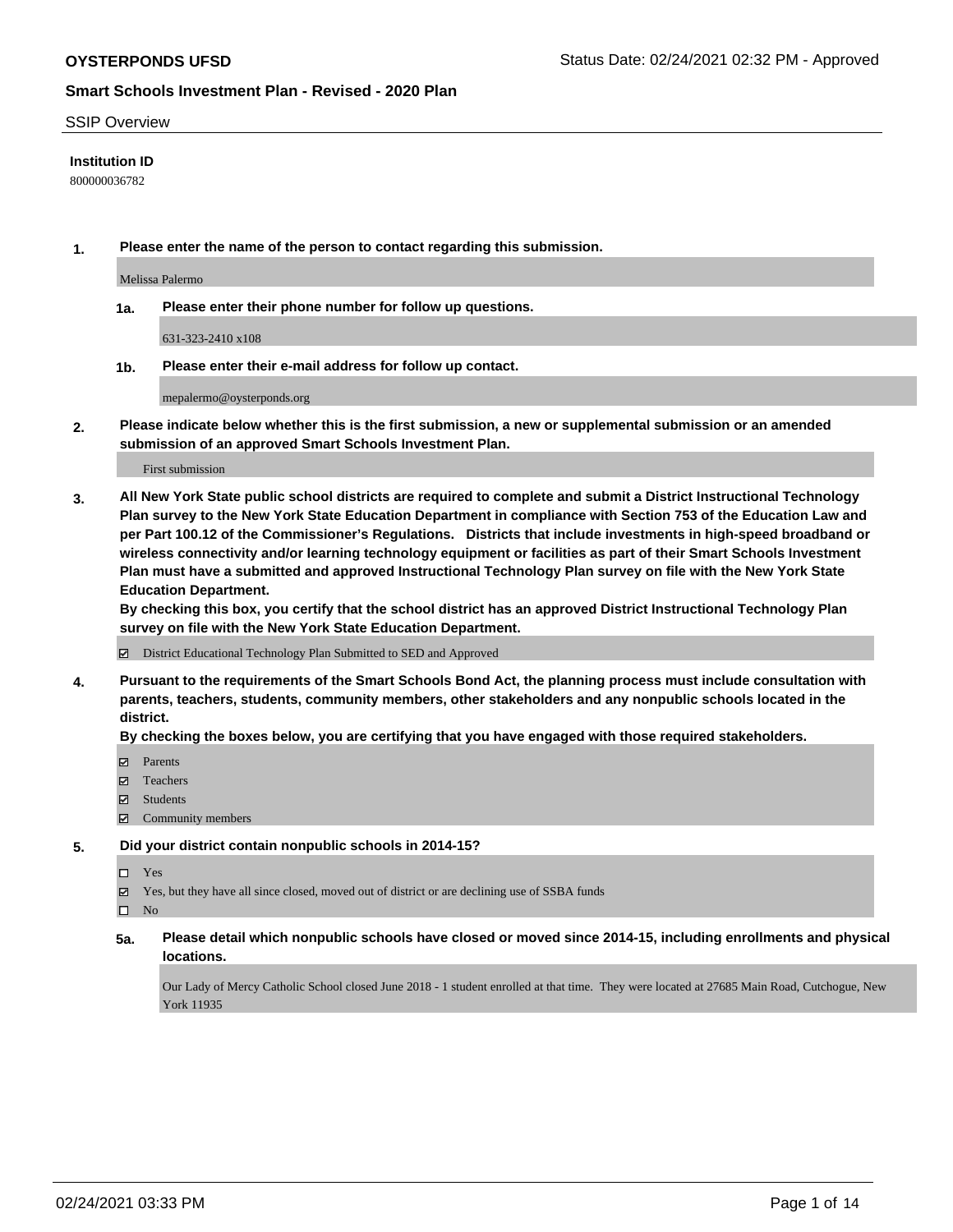**OYSTERPONDS UFSD**

Status Date: 02/24/2021 02:32 PM - Approved

## Smart Schools Investment Plan - Revised - 2020 Plan

SSIP Overview

**Institution ID**

800000036782

**1.** **Please enter the name of the person to contact regarding this submission.**

Melissa Palermo

**1a.** **Please enter their phone number for follow up questions.**

631-323-2410 x108

**1b.** **Please enter their e-mail address for follow up contact.**

mepalermo@oysterponds.org

**2.** **Please indicate below whether this is the first submission, a new or supplemental submission or an amended submission of an approved Smart Schools Investment Plan.**

First submission

**3.** **All New York State public school districts are required to complete and submit a District Instructional Technology Plan survey to the New York State Education Department in compliance with Section 753 of the Education Law and per Part 100.12 of the Commissioner's Regulations. Districts that include investments in high-speed broadband or wireless connectivity and/or learning technology equipment or facilities as part of their Smart Schools Investment Plan must have a submitted and approved Instructional Technology Plan survey on file with the New York State Education Department.**
**By checking this box, you certify that the school district has an approved District Instructional Technology Plan survey on file with the New York State Education Department.**

☑ District Educational Technology Plan Submitted to SED and Approved

**4.** **Pursuant to the requirements of the Smart Schools Bond Act, the planning process must include consultation with parents, teachers, students, community members, other stakeholders and any nonpublic schools located in the district.**
**By checking the boxes below, you are certifying that you have engaged with those required stakeholders.**

☑ Parents
☑ Teachers
☑ Students
☑ Community members

**5.** **Did your district contain nonpublic schools in 2014-15?**

☐ Yes
☑ Yes, but they have all since closed, moved out of district or are declining use of SSBA funds
☐ No

**5a.** **Please detail which nonpublic schools have closed or moved since 2014-15, including enrollments and physical locations.**

Our Lady of Mercy Catholic School closed June 2018 - 1 student enrolled at that time. They were located at 27685 Main Road, Cutchogue, New York 11935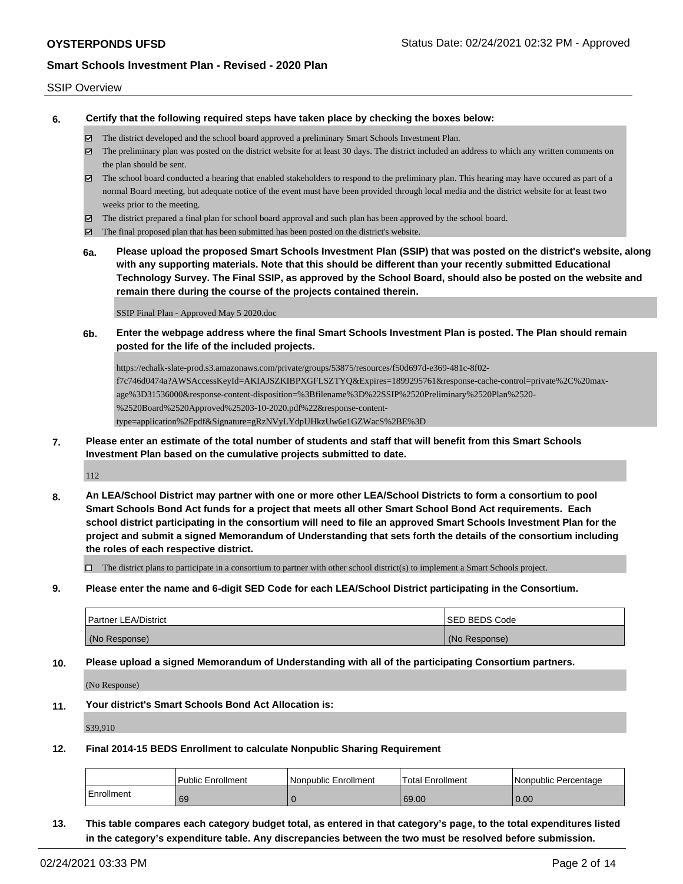SSIP Overview

**6. Certify that the following required steps have taken place by checking the boxes below:**

- ☑ The district developed and the school board approved a preliminary Smart Schools Investment Plan.
- ☑ The preliminary plan was posted on the district website for at least 30 days. The district included an address to which any written comments on the plan should be sent.
- ☑ The school board conducted a hearing that enabled stakeholders to respond to the preliminary plan. This hearing may have occured as part of a normal Board meeting, but adequate notice of the event must have been provided through local media and the district website for at least two weeks prior to the meeting.
- ☑ The district prepared a final plan for school board approval and such plan has been approved by the school board.
- ☑ The final proposed plan that has been submitted has been posted on the district's website.

**6a. Please upload the proposed Smart Schools Investment Plan (SSIP) that was posted on the district's website, along with any supporting materials. Note that this should be different than your recently submitted Educational Technology Survey. The Final SSIP, as approved by the School Board, should also be posted on the website and remain there during the course of the projects contained therein.**

SSIP Final Plan - Approved May 5 2020.doc

**6b. Enter the webpage address where the final Smart Schools Investment Plan is posted. The Plan should remain posted for the life of the included projects.**

https://echalk-slate-prod.s3.amazonaws.com/private/groups/53875/resources/f50d697d-e369-481c-8f02-f7c746d0474a?AWSAccessKeyId=AKIAJSZKIBPXGFLSZTYQ&Expires=1899295761&response-cache-control=private%2C%20max-age%3D31536000&response-content-disposition=%3Bfilename%3D%22SSIP%2520Preliminary%2520Plan%2520-%2520Board%2520Approved%25203-10-2020.pdf%22&response-content-type=application%2Fpdf&Signature=gRzNVyLYdpUHkzUw6e1GZWacS%2BE%3D

**7. Please enter an estimate of the total number of students and staff that will benefit from this Smart Schools Investment Plan based on the cumulative projects submitted to date.**

112

**8. An LEA/School District may partner with one or more other LEA/School Districts to form a consortium to pool Smart Schools Bond Act funds for a project that meets all other Smart School Bond Act requirements. Each school district participating in the consortium will need to file an approved Smart Schools Investment Plan for the project and submit a signed Memorandum of Understanding that sets forth the details of the consortium including the roles of each respective district.**

- ☐ The district plans to participate in a consortium to partner with other school district(s) to implement a Smart Schools project.

**9. Please enter the name and 6-digit SED Code for each LEA/School District participating in the Consortium.**

| Partner LEA/District | SED BEDS Code |
|---|---|
| (No Response) | (No Response) |

**10. Please upload a signed Memorandum of Understanding with all of the participating Consortium partners.**

(No Response)

**11. Your district's Smart Schools Bond Act Allocation is:**

$39,910

**12. Final 2014-15 BEDS Enrollment to calculate Nonpublic Sharing Requirement**

| | Public Enrollment | Nonpublic Enrollment | Total Enrollment | Nonpublic Percentage |
|---|---|---|---|---|
| Enrollment | 69 | 0 | 69.00 | 0.00 |

**13. This table compares each category budget total, as entered in that category's page, to the total expenditures listed in the category's expenditure table. Any discrepancies between the two must be resolved before submission.**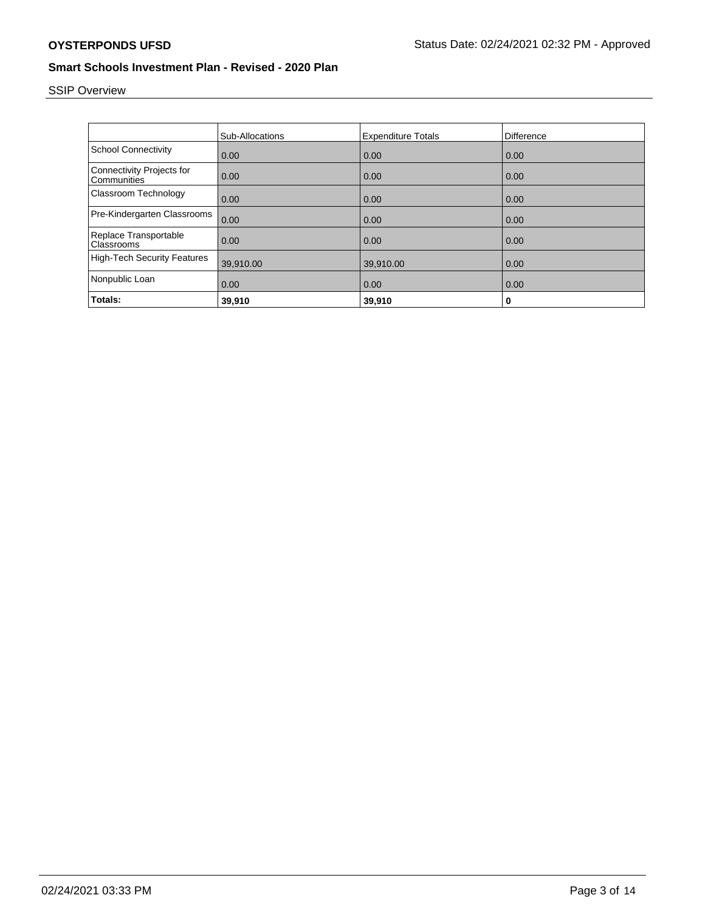SSIP Overview

| | Sub-Allocations | Expenditure Totals | Difference |
|---|---|---|---|
| School Connectivity | 0.00 | 0.00 | 0.00 |
| Connectivity Projects for Communities | 0.00 | 0.00 | 0.00 |
| Classroom Technology | 0.00 | 0.00 | 0.00 |
| Pre-Kindergarten Classrooms | 0.00 | 0.00 | 0.00 |
| Replace Transportable Classrooms | 0.00 | 0.00 | 0.00 |
| High-Tech Security Features | 39,910.00 | 39,910.00 | 0.00 |
| Nonpublic Loan | 0.00 | 0.00 | 0.00 |
| **Totals:** | **39,910** | **39,910** | **0** |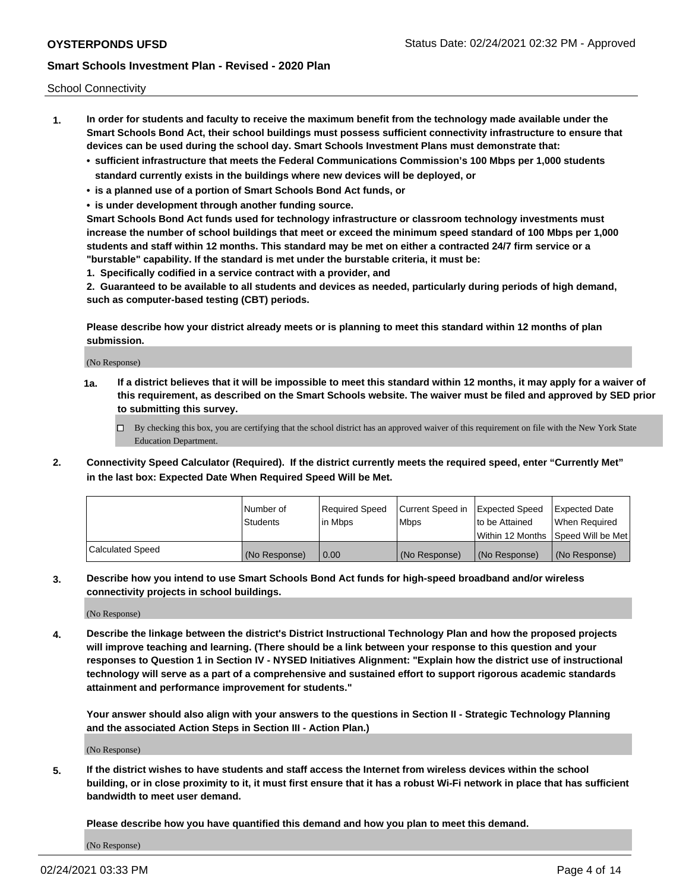School Connectivity

1. **In order for students and faculty to receive the maximum benefit from the technology made available under the Smart Schools Bond Act, their school buildings must possess sufficient connectivity infrastructure to ensure that devices can be used during the school day. Smart Schools Investment Plans must demonstrate that:**
   - **sufficient infrastructure that meets the Federal Communications Commission's 100 Mbps per 1,000 students standard currently exists in the buildings where new devices will be deployed, or**
   - **is a planned use of a portion of Smart Schools Bond Act funds, or**
   - **is under development through another funding source.**

   **Smart Schools Bond Act funds used for technology infrastructure or classroom technology investments must increase the number of school buildings that meet or exceed the minimum speed standard of 100 Mbps per 1,000 students and staff within 12 months. This standard may be met on either a contracted 24/7 firm service or a "burstable" capability. If the standard is met under the burstable criteria, it must be:**

   **1. Specifically codified in a service contract with a provider, and**

   **2. Guaranteed to be available to all students and devices as needed, particularly during periods of high demand, such as computer-based testing (CBT) periods.**

   **Please describe how your district already meets or is planning to meet this standard within 12 months of plan submission.**

   (No Response)

   **1a. If a district believes that it will be impossible to meet this standard within 12 months, it may apply for a waiver of this requirement, as described on the Smart Schools website. The waiver must be filed and approved by SED prior to submitting this survey.**

   ☐ By checking this box, you are certifying that the school district has an approved waiver of this requirement on file with the New York State Education Department.

2. **Connectivity Speed Calculator (Required). If the district currently meets the required speed, enter "Currently Met" in the last box: Expected Date When Required Speed Will be Met.**

| | Number of Students | Required Speed in Mbps | Current Speed in Mbps | Expected Speed to be Attained Within 12 Months | Expected Date When Required Speed Will be Met |
|---|---|---|---|---|---|
| Calculated Speed | (No Response) | 0.00 | (No Response) | (No Response) | (No Response) |

3. **Describe how you intend to use Smart Schools Bond Act funds for high-speed broadband and/or wireless connectivity projects in school buildings.**

   (No Response)

4. **Describe the linkage between the district's District Instructional Technology Plan and how the proposed projects will improve teaching and learning. (There should be a link between your response to this question and your responses to Question 1 in Section IV - NYSED Initiatives Alignment: "Explain how the district use of instructional technology will serve as a part of a comprehensive and sustained effort to support rigorous academic standards attainment and performance improvement for students."**

   **Your answer should also align with your answers to the questions in Section II - Strategic Technology Planning and the associated Action Steps in Section III - Action Plan.)**

   (No Response)

5. **If the district wishes to have students and staff access the Internet from wireless devices within the school building, or in close proximity to it, it must first ensure that it has a robust Wi-Fi network in place that has sufficient bandwidth to meet user demand.**

   **Please describe how you have quantified this demand and how you plan to meet this demand.**

   (No Response)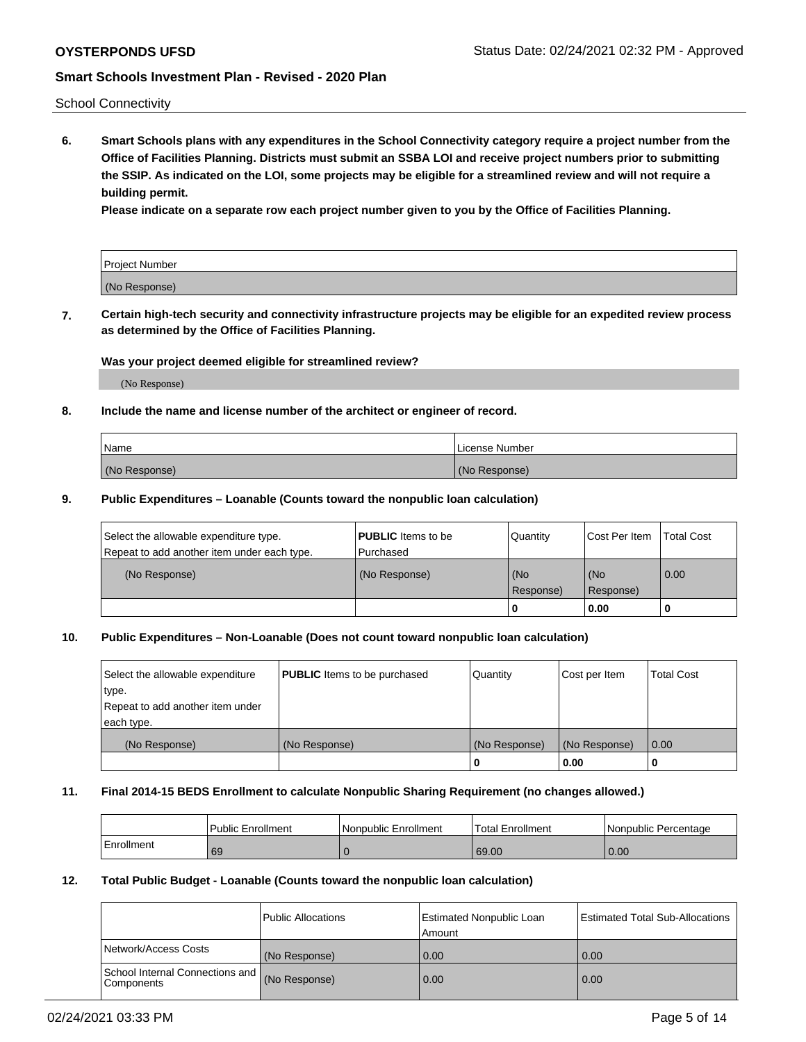School Connectivity

**6. Smart Schools plans with any expenditures in the School Connectivity category require a project number from the Office of Facilities Planning. Districts must submit an SSBA LOI and receive project numbers prior to submitting the SSIP. As indicated on the LOI, some projects may be eligible for a streamlined review and will not require a building permit.**

**Please indicate on a separate row each project number given to you by the Office of Facilities Planning.**

| Project Number |
|---|
| (No Response) |

**7. Certain high-tech security and connectivity infrastructure projects may be eligible for an expedited review process as determined by the Office of Facilities Planning.**

**Was your project deemed eligible for streamlined review?**

(No Response)

**8. Include the name and license number of the architect or engineer of record.**

| Name | License Number |
|---|---|
| (No Response) | (No Response) |

**9. Public Expenditures – Loanable (Counts toward the nonpublic loan calculation)**

| Select the allowable expenditure type. Repeat to add another item under each type. | **PUBLIC** Items to be Purchased | Quantity | Cost Per Item | Total Cost |
|---|---|---|---|---|
| (No Response) | (No Response) | (No Response) | (No Response) | 0.00 |
| | | 0 | 0.00 | 0 |

**10. Public Expenditures – Non-Loanable (Does not count toward nonpublic loan calculation)**

| Select the allowable expenditure type. Repeat to add another item under each type. | **PUBLIC** Items to be purchased | Quantity | Cost per Item | Total Cost |
|---|---|---|---|---|
| (No Response) | (No Response) | (No Response) | (No Response) | 0.00 |
| | | 0 | 0.00 | 0 |

**11. Final 2014-15 BEDS Enrollment to calculate Nonpublic Sharing Requirement (no changes allowed.)**

| | Public Enrollment | Nonpublic Enrollment | Total Enrollment | Nonpublic Percentage |
|---|---|---|---|---|
| Enrollment | 69 | 0 | 69.00 | 0.00 |

**12. Total Public Budget - Loanable (Counts toward the nonpublic loan calculation)**

| | Public Allocations | Estimated Nonpublic Loan Amount | Estimated Total Sub-Allocations |
|---|---|---|---|
| Network/Access Costs | (No Response) | 0.00 | 0.00 |
| School Internal Connections and Components | (No Response) | 0.00 | 0.00 |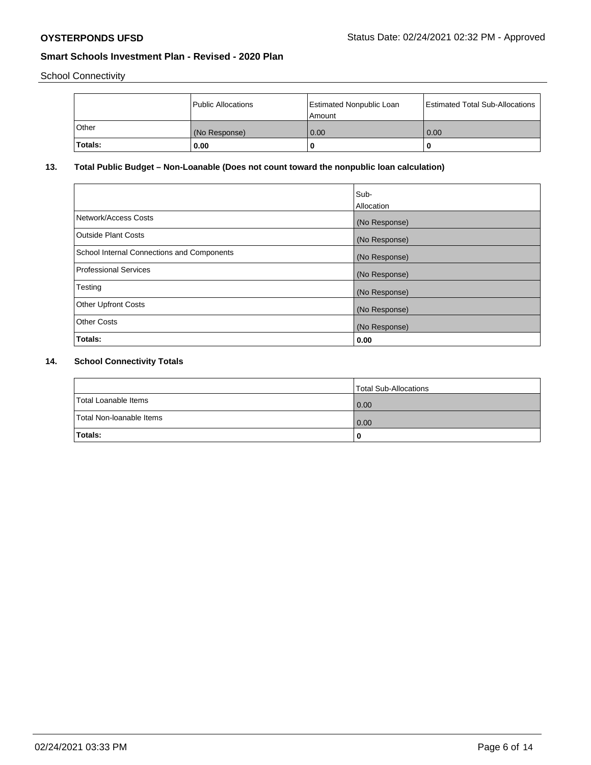School Connectivity

|  | Public Allocations | Estimated Nonpublic Loan Amount | Estimated Total Sub-Allocations |
|---|---|---|---|
| Other | (No Response) | 0.00 | 0.00 |
| **Totals:** | **0.00** | **0** | **0** |

**13. Total Public Budget – Non-Loanable (Does not count toward the nonpublic loan calculation)**

|  | Sub-Allocation |
|---|---|
| Network/Access Costs | (No Response) |
| Outside Plant Costs | (No Response) |
| School Internal Connections and Components | (No Response) |
| Professional Services | (No Response) |
| Testing | (No Response) |
| Other Upfront Costs | (No Response) |
| Other Costs | (No Response) |
| **Totals:** | **0.00** |

**14. School Connectivity Totals**

|  | Total Sub-Allocations |
|---|---|
| Total Loanable Items | 0.00 |
| Total Non-loanable Items | 0.00 |
| **Totals:** | **0** |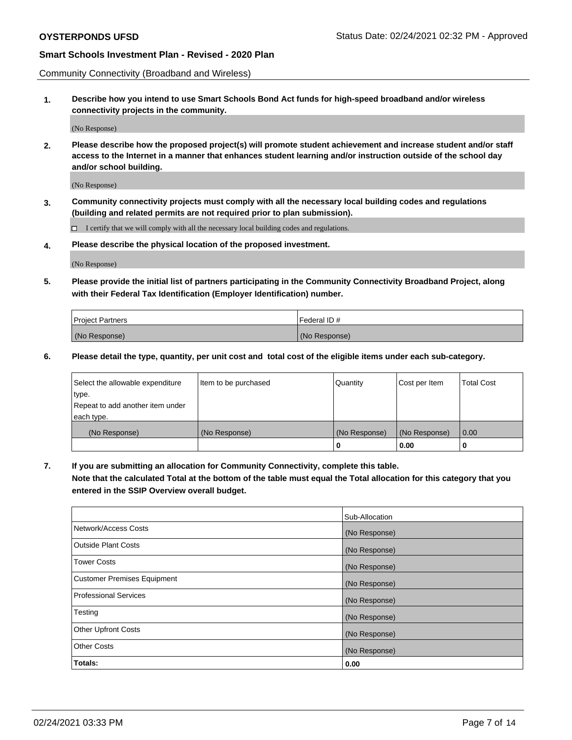Community Connectivity (Broadband and Wireless)

**1. Describe how you intend to use Smart Schools Bond Act funds for high-speed broadband and/or wireless connectivity projects in the community.**

(No Response)

**2. Please describe how the proposed project(s) will promote student achievement and increase student and/or staff access to the Internet in a manner that enhances student learning and/or instruction outside of the school day and/or school building.**

(No Response)

**3. Community connectivity projects must comply with all the necessary local building codes and regulations (building and related permits are not required prior to plan submission).**

☐ I certify that we will comply with all the necessary local building codes and regulations.

**4. Please describe the physical location of the proposed investment.**

(No Response)

**5. Please provide the initial list of partners participating in the Community Connectivity Broadband Project, along with their Federal Tax Identification (Employer Identification) number.**

| Project Partners | Federal ID # |
|---|---|
| (No Response) | (No Response) |

**6. Please detail the type, quantity, per unit cost and total cost of the eligible items under each sub-category.**

| Select the allowable expenditure type. Repeat to add another item under each type. | Item to be purchased | Quantity | Cost per Item | Total Cost |
|---|---|---|---|---|
| (No Response) | (No Response) | (No Response) | (No Response) | 0.00 |
| | | **0** | **0.00** | **0** |

**7. If you are submitting an allocation for Community Connectivity, complete this table. Note that the calculated Total at the bottom of the table must equal the Total allocation for this category that you entered in the SSIP Overview overall budget.**

| | Sub-Allocation |
|---|---|
| Network/Access Costs | (No Response) |
| Outside Plant Costs | (No Response) |
| Tower Costs | (No Response) |
| Customer Premises Equipment | (No Response) |
| Professional Services | (No Response) |
| Testing | (No Response) |
| Other Upfront Costs | (No Response) |
| Other Costs | (No Response) |
| **Totals:** | **0.00** |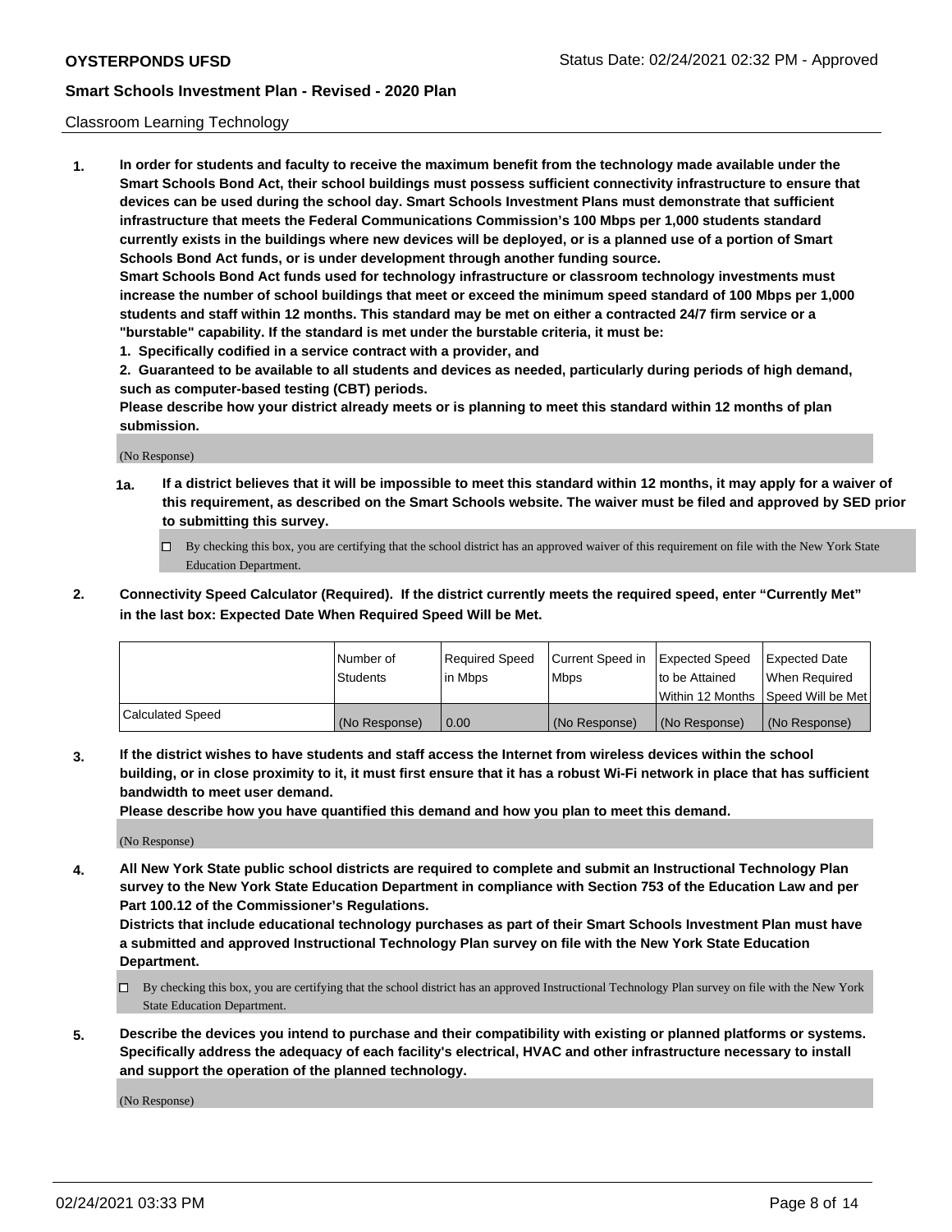Classroom Learning Technology

**1. In order for students and faculty to receive the maximum benefit from the technology made available under the Smart Schools Bond Act, their school buildings must possess sufficient connectivity infrastructure to ensure that devices can be used during the school day. Smart Schools Investment Plans must demonstrate that sufficient infrastructure that meets the Federal Communications Commission's 100 Mbps per 1,000 students standard currently exists in the buildings where new devices will be deployed, or is a planned use of a portion of Smart Schools Bond Act funds, or is under development through another funding source.**

**Smart Schools Bond Act funds used for technology infrastructure or classroom technology investments must increase the number of school buildings that meet or exceed the minimum speed standard of 100 Mbps per 1,000 students and staff within 12 months. This standard may be met on either a contracted 24/7 firm service or a "burstable" capability. If the standard is met under the burstable criteria, it must be:**

**1. Specifically codified in a service contract with a provider, and**

**2. Guaranteed to be available to all students and devices as needed, particularly during periods of high demand, such as computer-based testing (CBT) periods.**

**Please describe how your district already meets or is planning to meet this standard within 12 months of plan submission.**

(No Response)

**1a. If a district believes that it will be impossible to meet this standard within 12 months, it may apply for a waiver of this requirement, as described on the Smart Schools website. The waiver must be filed and approved by SED prior to submitting this survey.**

☐ By checking this box, you are certifying that the school district has an approved waiver of this requirement on file with the New York State Education Department.

**2. Connectivity Speed Calculator (Required). If the district currently meets the required speed, enter "Currently Met" in the last box: Expected Date When Required Speed Will be Met.**

| | Number of Students | Required Speed in Mbps | Current Speed in Mbps | Expected Speed to be Attained Within 12 Months | Expected Date When Required Speed Will be Met |
|---|---|---|---|---|---|
| Calculated Speed | (No Response) | 0.00 | (No Response) | (No Response) | (No Response) |

**3. If the district wishes to have students and staff access the Internet from wireless devices within the school building, or in close proximity to it, it must first ensure that it has a robust Wi-Fi network in place that has sufficient bandwidth to meet user demand.**

**Please describe how you have quantified this demand and how you plan to meet this demand.**

(No Response)

**4. All New York State public school districts are required to complete and submit an Instructional Technology Plan survey to the New York State Education Department in compliance with Section 753 of the Education Law and per Part 100.12 of the Commissioner's Regulations.**

**Districts that include educational technology purchases as part of their Smart Schools Investment Plan must have a submitted and approved Instructional Technology Plan survey on file with the New York State Education Department.**

☐ By checking this box, you are certifying that the school district has an approved Instructional Technology Plan survey on file with the New York State Education Department.

**5. Describe the devices you intend to purchase and their compatibility with existing or planned platforms or systems. Specifically address the adequacy of each facility's electrical, HVAC and other infrastructure necessary to install and support the operation of the planned technology.**

(No Response)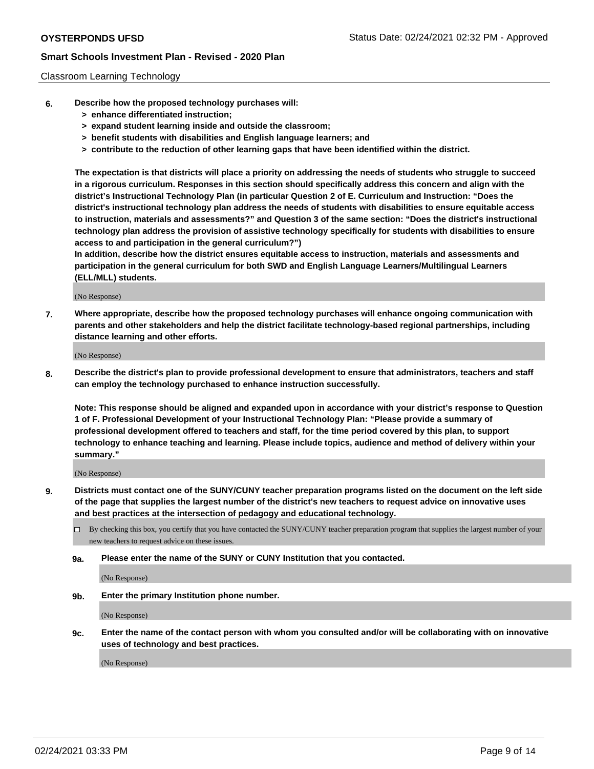Classroom Learning Technology

**6. Describe how the proposed technology purchases will:**
   - **> enhance differentiated instruction;**
   - **> expand student learning inside and outside the classroom;**
   - **> benefit students with disabilities and English language learners; and**
   - **> contribute to the reduction of other learning gaps that have been identified within the district.**

**The expectation is that districts will place a priority on addressing the needs of students who struggle to succeed in a rigorous curriculum. Responses in this section should specifically address this concern and align with the district's Instructional Technology Plan (in particular Question 2 of E. Curriculum and Instruction: "Does the district's instructional technology plan address the needs of students with disabilities to ensure equitable access to instruction, materials and assessments?" and Question 3 of the same section: "Does the district's instructional technology plan address the provision of assistive technology specifically for students with disabilities to ensure access to and participation in the general curriculum?")**

**In addition, describe how the district ensures equitable access to instruction, materials and assessments and participation in the general curriculum for both SWD and English Language Learners/Multilingual Learners (ELL/MLL) students.**

(No Response)

**7. Where appropriate, describe how the proposed technology purchases will enhance ongoing communication with parents and other stakeholders and help the district facilitate technology-based regional partnerships, including distance learning and other efforts.**

(No Response)

**8. Describe the district's plan to provide professional development to ensure that administrators, teachers and staff can employ the technology purchased to enhance instruction successfully.**

**Note: This response should be aligned and expanded upon in accordance with your district's response to Question 1 of F. Professional Development of your Instructional Technology Plan: "Please provide a summary of professional development offered to teachers and staff, for the time period covered by this plan, to support technology to enhance teaching and learning. Please include topics, audience and method of delivery within your summary."**

(No Response)

**9. Districts must contact one of the SUNY/CUNY teacher preparation programs listed on the document on the left side of the page that supplies the largest number of the district's new teachers to request advice on innovative uses and best practices at the intersection of pedagogy and educational technology.**

☐ By checking this box, you certify that you have contacted the SUNY/CUNY teacher preparation program that supplies the largest number of your new teachers to request advice on these issues.

**9a. Please enter the name of the SUNY or CUNY Institution that you contacted.**

(No Response)

**9b. Enter the primary Institution phone number.**

(No Response)

**9c. Enter the name of the contact person with whom you consulted and/or will be collaborating with on innovative uses of technology and best practices.**

(No Response)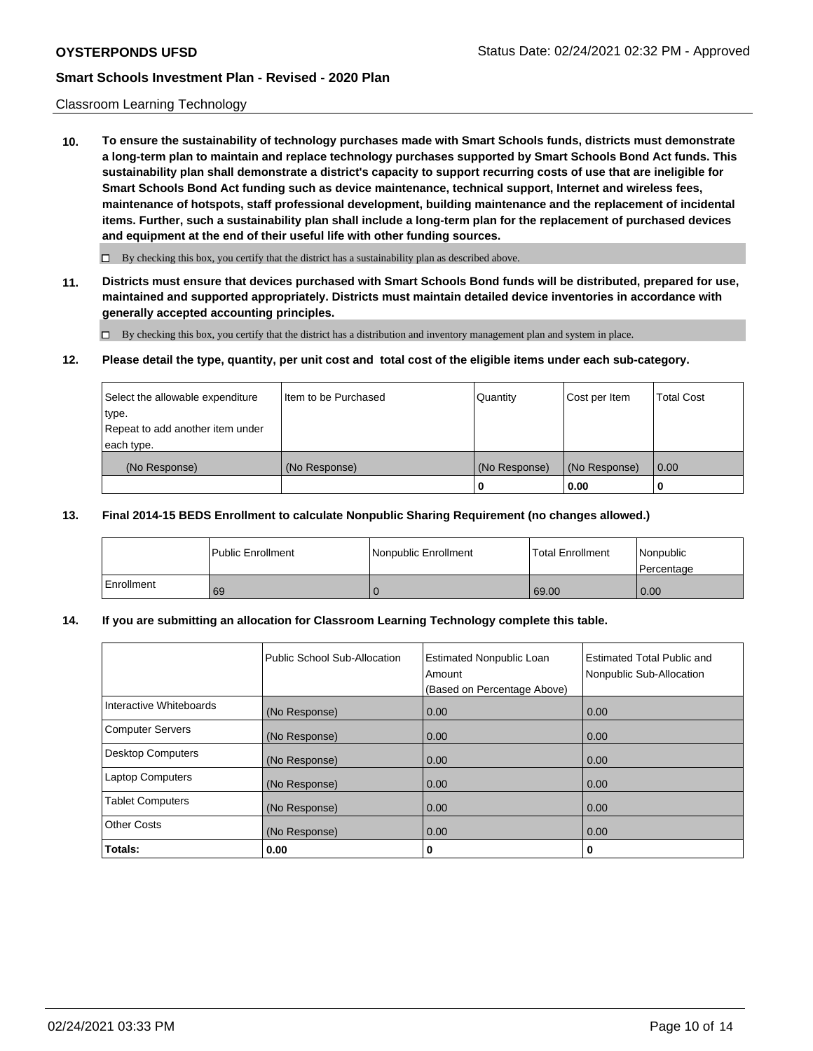Classroom Learning Technology

**10. To ensure the sustainability of technology purchases made with Smart Schools funds, districts must demonstrate a long-term plan to maintain and replace technology purchases supported by Smart Schools Bond Act funds. This sustainability plan shall demonstrate a district's capacity to support recurring costs of use that are ineligible for Smart Schools Bond Act funding such as device maintenance, technical support, Internet and wireless fees, maintenance of hotspots, staff professional development, building maintenance and the replacement of incidental items. Further, such a sustainability plan shall include a long-term plan for the replacement of purchased devices and equipment at the end of their useful life with other funding sources.**

☐ By checking this box, you certify that the district has a sustainability plan as described above.

**11. Districts must ensure that devices purchased with Smart Schools Bond funds will be distributed, prepared for use, maintained and supported appropriately. Districts must maintain detailed device inventories in accordance with generally accepted accounting principles.**

☐ By checking this box, you certify that the district has a distribution and inventory management plan and system in place.

**12. Please detail the type, quantity, per unit cost and total cost of the eligible items under each sub-category.**

| Select the allowable expenditure type. Repeat to add another item under each type. | Item to be Purchased | Quantity | Cost per Item | Total Cost |
|---|---|---|---|---|
| (No Response) | (No Response) | (No Response) | (No Response) | 0.00 |
| | | **0** | **0.00** | **0** |

**13. Final 2014-15 BEDS Enrollment to calculate Nonpublic Sharing Requirement (no changes allowed.)**

| | Public Enrollment | Nonpublic Enrollment | Total Enrollment | Nonpublic Percentage |
|---|---|---|---|---|
| Enrollment | 69 | 0 | 69.00 | 0.00 |

**14. If you are submitting an allocation for Classroom Learning Technology complete this table.**

| | Public School Sub-Allocation | Estimated Nonpublic Loan Amount (Based on Percentage Above) | Estimated Total Public and Nonpublic Sub-Allocation |
|---|---|---|---|
| Interactive Whiteboards | (No Response) | 0.00 | 0.00 |
| Computer Servers | (No Response) | 0.00 | 0.00 |
| Desktop Computers | (No Response) | 0.00 | 0.00 |
| Laptop Computers | (No Response) | 0.00 | 0.00 |
| Tablet Computers | (No Response) | 0.00 | 0.00 |
| Other Costs | (No Response) | 0.00 | 0.00 |
| **Totals:** | **0.00** | **0** | **0** |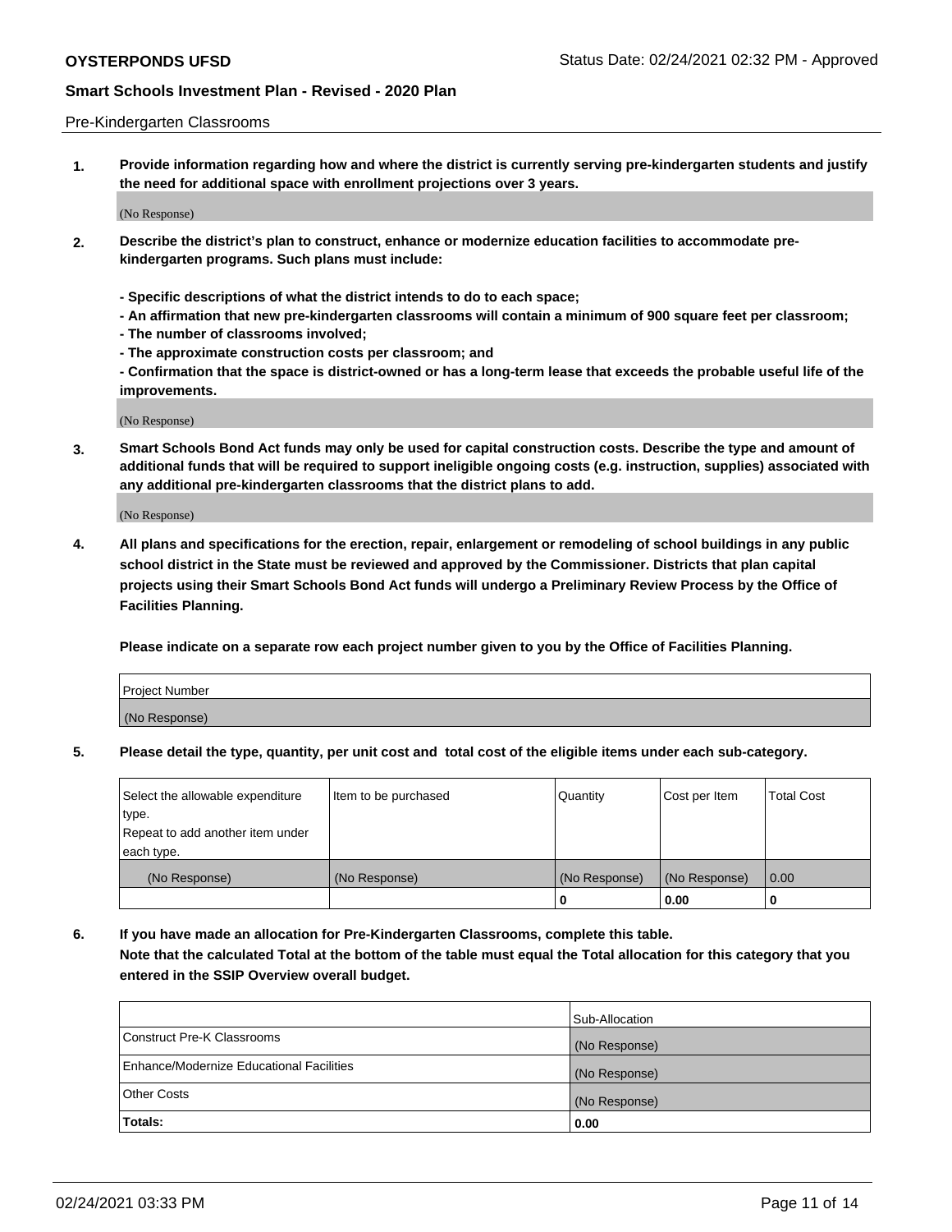Pre-Kindergarten Classrooms

**1. Provide information regarding how and where the district is currently serving pre-kindergarten students and justify the need for additional space with enrollment projections over 3 years.**

(No Response)

**2. Describe the district's plan to construct, enhance or modernize education facilities to accommodate pre-kindergarten programs. Such plans must include:**

**- Specific descriptions of what the district intends to do to each space;**
**- An affirmation that new pre-kindergarten classrooms will contain a minimum of 900 square feet per classroom;**
**- The number of classrooms involved;**
**- The approximate construction costs per classroom; and**
**- Confirmation that the space is district-owned or has a long-term lease that exceeds the probable useful life of the improvements.**

(No Response)

**3. Smart Schools Bond Act funds may only be used for capital construction costs. Describe the type and amount of additional funds that will be required to support ineligible ongoing costs (e.g. instruction, supplies) associated with any additional pre-kindergarten classrooms that the district plans to add.**

(No Response)

**4. All plans and specifications for the erection, repair, enlargement or remodeling of school buildings in any public school district in the State must be reviewed and approved by the Commissioner. Districts that plan capital projects using their Smart Schools Bond Act funds will undergo a Preliminary Review Process by the Office of Facilities Planning.**

**Please indicate on a separate row each project number given to you by the Office of Facilities Planning.**

| Project Number |
|---|
| (No Response) |

**5. Please detail the type, quantity, per unit cost and total cost of the eligible items under each sub-category.**

| Select the allowable expenditure type. Repeat to add another item under each type. | Item to be purchased | Quantity | Cost per Item | Total Cost |
|---|---|---|---|---|
| (No Response) | (No Response) | (No Response) | (No Response) | 0.00 |
| | | 0 | 0.00 | 0 |

**6. If you have made an allocation for Pre-Kindergarten Classrooms, complete this table.**
**Note that the calculated Total at the bottom of the table must equal the Total allocation for this category that you entered in the SSIP Overview overall budget.**

| | Sub-Allocation |
|---|---|
| Construct Pre-K Classrooms | (No Response) |
| Enhance/Modernize Educational Facilities | (No Response) |
| Other Costs | (No Response) |
| **Totals:** | **0.00** |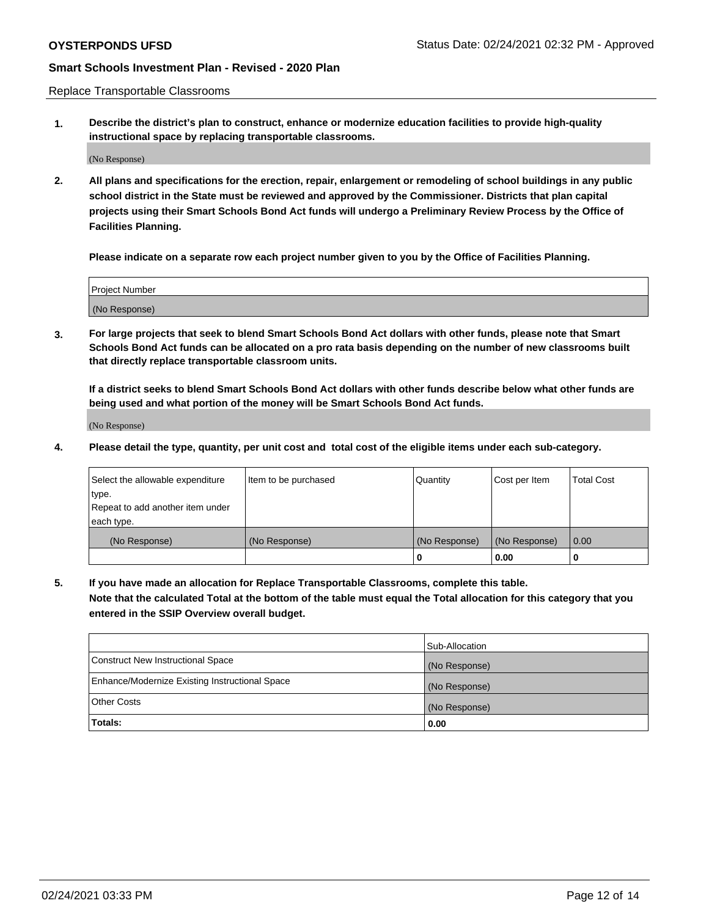Replace Transportable Classrooms

1. **Describe the district's plan to construct, enhance or modernize education facilities to provide high-quality instructional space by replacing transportable classrooms.**

(No Response)

2. **All plans and specifications for the erection, repair, enlargement or remodeling of school buildings in any public school district in the State must be reviewed and approved by the Commissioner. Districts that plan capital projects using their Smart Schools Bond Act funds will undergo a Preliminary Review Process by the Office of Facilities Planning.**

**Please indicate on a separate row each project number given to you by the Office of Facilities Planning.**

| Project Number |
|---|
| (No Response) |

3. **For large projects that seek to blend Smart Schools Bond Act dollars with other funds, please note that Smart Schools Bond Act funds can be allocated on a pro rata basis depending on the number of new classrooms built that directly replace transportable classroom units.**

**If a district seeks to blend Smart Schools Bond Act dollars with other funds describe below what other funds are being used and what portion of the money will be Smart Schools Bond Act funds.**

(No Response)

4. **Please detail the type, quantity, per unit cost and total cost of the eligible items under each sub-category.**

| Select the allowable expenditure type. Repeat to add another item under each type. | Item to be purchased | Quantity | Cost per Item | Total Cost |
|---|---|---|---|---|
| (No Response) | (No Response) | (No Response) | (No Response) | 0.00 |
| | | **0** | **0.00** | **0** |

5. **If you have made an allocation for Replace Transportable Classrooms, complete this table. Note that the calculated Total at the bottom of the table must equal the Total allocation for this category that you entered in the SSIP Overview overall budget.**

| | Sub-Allocation |
|---|---|
| Construct New Instructional Space | (No Response) |
| Enhance/Modernize Existing Instructional Space | (No Response) |
| Other Costs | (No Response) |
| **Totals:** | **0.00** |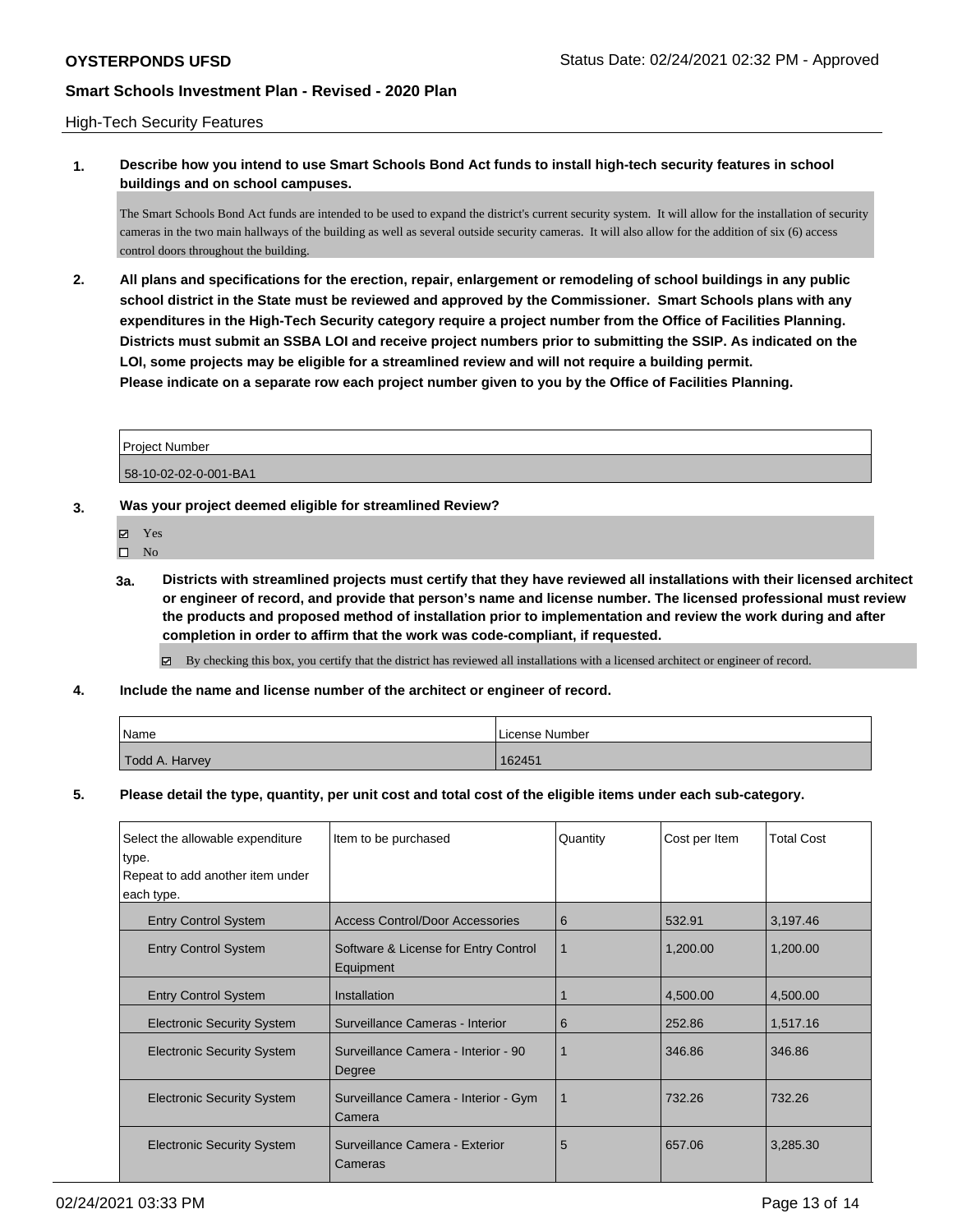High-Tech Security Features

**1. Describe how you intend to use Smart Schools Bond Act funds to install high-tech security features in school buildings and on school campuses.**

The Smart Schools Bond Act funds are intended to be used to expand the district's current security system. It will allow for the installation of security cameras in the two main hallways of the building as well as several outside security cameras. It will also allow for the addition of six (6) access control doors throughout the building.

**2. All plans and specifications for the erection, repair, enlargement or remodeling of school buildings in any public school district in the State must be reviewed and approved by the Commissioner. Smart Schools plans with any expenditures in the High-Tech Security category require a project number from the Office of Facilities Planning. Districts must submit an SSBA LOI and receive project numbers prior to submitting the SSIP. As indicated on the LOI, some projects may be eligible for a streamlined review and will not require a building permit. Please indicate on a separate row each project number given to you by the Office of Facilities Planning.**

| Project Number |
|---|
| 58-10-02-02-0-001-BA1 |

**3. Was your project deemed eligible for streamlined Review?**

- ☑ Yes
- ☐ No

**3a. Districts with streamlined projects must certify that they have reviewed all installations with their licensed architect or engineer of record, and provide that person's name and license number. The licensed professional must review the products and proposed method of installation prior to implementation and review the work during and after completion in order to affirm that the work was code-compliant, if requested.**

☑ By checking this box, you certify that the district has reviewed all installations with a licensed architect or engineer of record.

**4. Include the name and license number of the architect or engineer of record.**

| Name | License Number |
|---|---|
| Todd A. Harvey | 162451 |

**5. Please detail the type, quantity, per unit cost and total cost of the eligible items under each sub-category.**

| Select the allowable expenditure type. Repeat to add another item under each type. | Item to be purchased | Quantity | Cost per Item | Total Cost |
|---|---|---|---|---|
| Entry Control System | Access Control/Door Accessories | 6 | 532.91 | 3,197.46 |
| Entry Control System | Software & License for Entry Control Equipment | 1 | 1,200.00 | 1,200.00 |
| Entry Control System | Installation | 1 | 4,500.00 | 4,500.00 |
| Electronic Security System | Surveillance Cameras - Interior | 6 | 252.86 | 1,517.16 |
| Electronic Security System | Surveillance Camera - Interior - 90 Degree | 1 | 346.86 | 346.86 |
| Electronic Security System | Surveillance Camera - Interior - Gym Camera | 1 | 732.26 | 732.26 |
| Electronic Security System | Surveillance Camera - Exterior Cameras | 5 | 657.06 | 3,285.30 |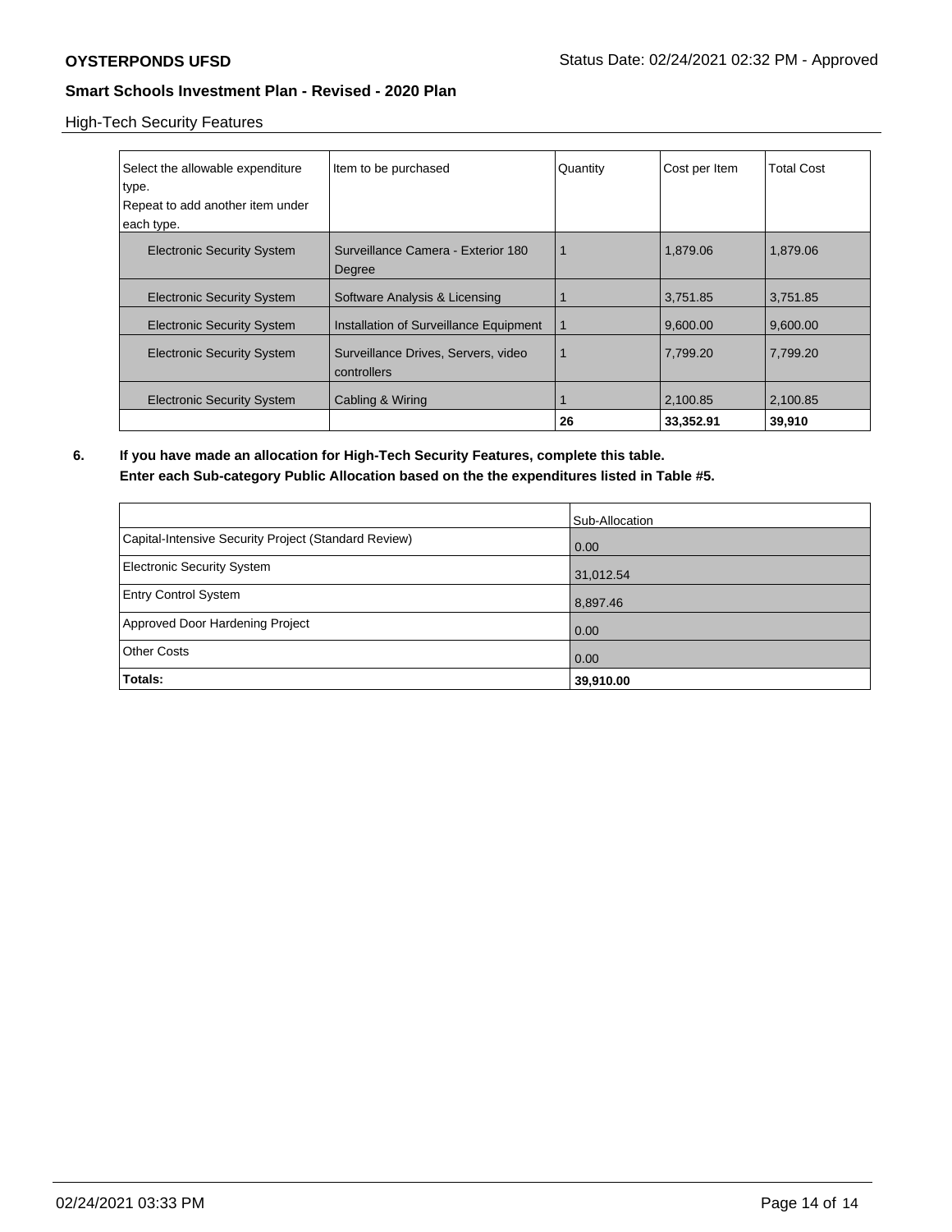High-Tech Security Features

| Select the allowable expenditure type.<br>Repeat to add another item under each type. | Item to be purchased | Quantity | Cost per Item | Total Cost |
|---|---|---|---|---|
| Electronic Security System | Surveillance Camera - Exterior 180 Degree | 1 | 1,879.06 | 1,879.06 |
| Electronic Security System | Software Analysis & Licensing | 1 | 3,751.85 | 3,751.85 |
| Electronic Security System | Installation of Surveillance Equipment | 1 | 9,600.00 | 9,600.00 |
| Electronic Security System | Surveillance Drives, Servers, video controllers | 1 | 7,799.20 | 7,799.20 |
| Electronic Security System | Cabling & Wiring | 1 | 2,100.85 | 2,100.85 |
| | | **26** | **33,352.91** | **39,910** |

**6. If you have made an allocation for High-Tech Security Features, complete this table. Enter each Sub-category Public Allocation based on the the expenditures listed in Table #5.**

| | Sub-Allocation |
|---|---|
| Capital-Intensive Security Project (Standard Review) | 0.00 |
| Electronic Security System | 31,012.54 |
| Entry Control System | 8,897.46 |
| Approved Door Hardening Project | 0.00 |
| Other Costs | 0.00 |
| **Totals:** | **39,910.00** |